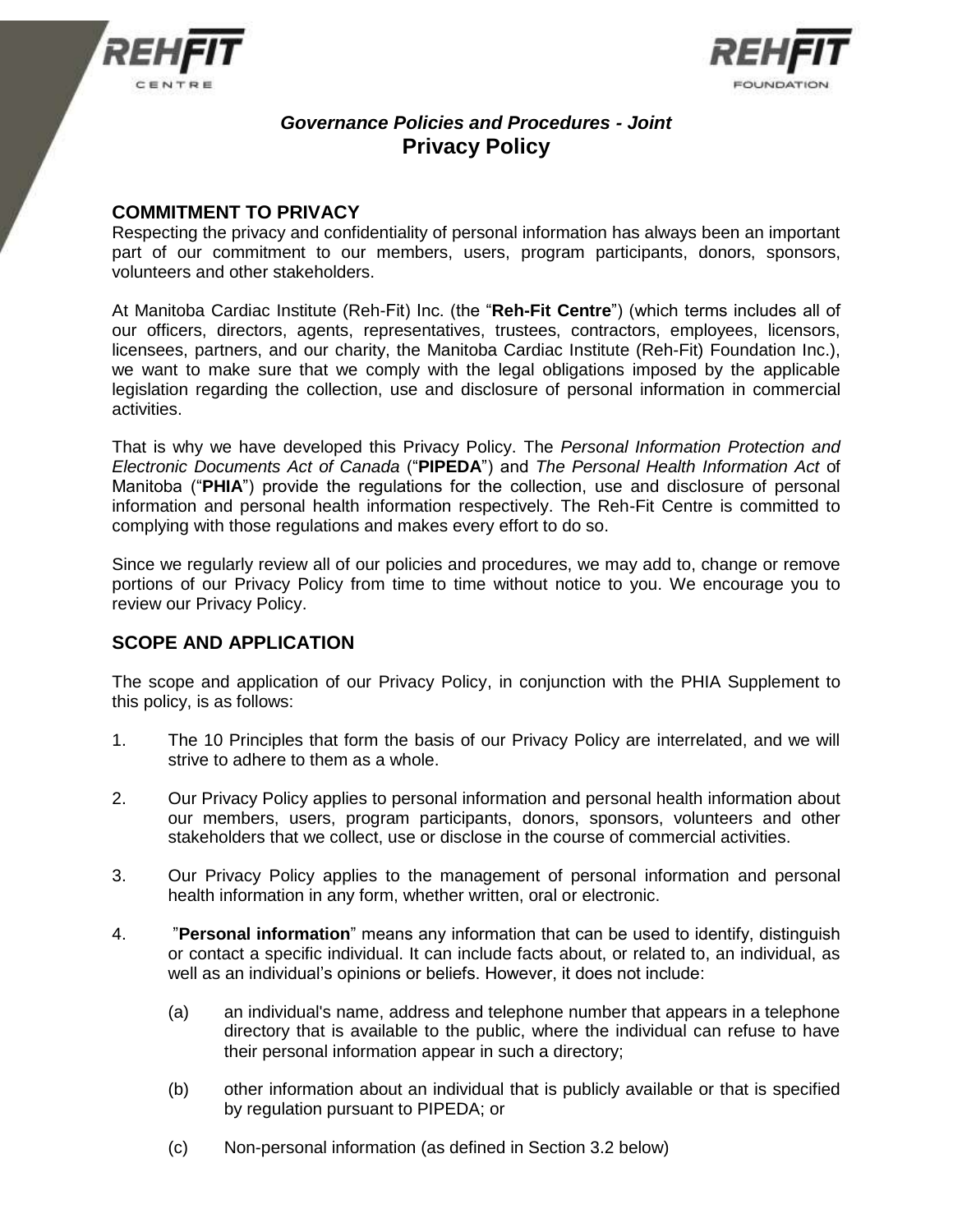*Governance Policies and Procedures - Joint*

# Privacy Policy

## COMMITMENT TO PRIVACY

Respecting the privacy and confidentiality of personal information has always been an important part of our commitment to our members, users, program participants, donors, sponsors, volunteers and other stakeholders.

At Manitoba Cardiac Institute (Reh-Fit) Inc. (the "**Reh-Fit Centre**") (which terms includes all of our officers, directors, agents, representatives, trustees, contractors, employees, licensors, licensees, partners, and our charity, the Manitoba Cardiac Institute (Reh-Fit) Foundation Inc.), we want to make sure that we comply with the legal obligations imposed by the applicable legislation regarding the collection, use and disclosure of personal information in commercial activities.

That is why we have developed this Privacy Policy. The *Personal Information Protection and Electronic Documents Act of Canada* ("**PIPEDA**") and *The Personal Health Information Act* of Manitoba ("**PHIA**") provide the regulations for the collection, use and disclosure of personal information and personal health information respectively. The Reh-Fit Centre is committed to complying with those regulations and makes every effort to do so.

Since we regularly review all of our policies and procedures, we may add to, change or remove portions of our Privacy Policy from time to time without notice to you. We encourage you to review our Privacy Policy.

## SCOPE AND APPLICATION

The scope and application of our Privacy Policy, in conjunction with the PHIA Supplement to this policy, is as follows:

1. The 10 Principles that form the basis of our Privacy Policy are interrelated, and we will strive to adhere to them as a whole.

2. Our Privacy Policy applies to personal information and personal health information about our members, users, program participants, donors, sponsors, volunteers and other stakeholders that we collect, use or disclose in the course of commercial activities.

3. Our Privacy Policy applies to the management of personal information and personal health information in any form, whether written, oral or electronic.

4. "**Personal information**" means any information that can be used to identify, distinguish or contact a specific individual. It can include facts about, or related to, an individual, as well as an individual's opinions or beliefs. However, it does not include:

   (a) an individual's name, address and telephone number that appears in a telephone directory that is available to the public, where the individual can refuse to have their personal information appear in such a directory;

   (b) other information about an individual that is publicly available or that is specified by regulation pursuant to PIPEDA; or

   (c) Non-personal information (as defined in Section 3.2 below)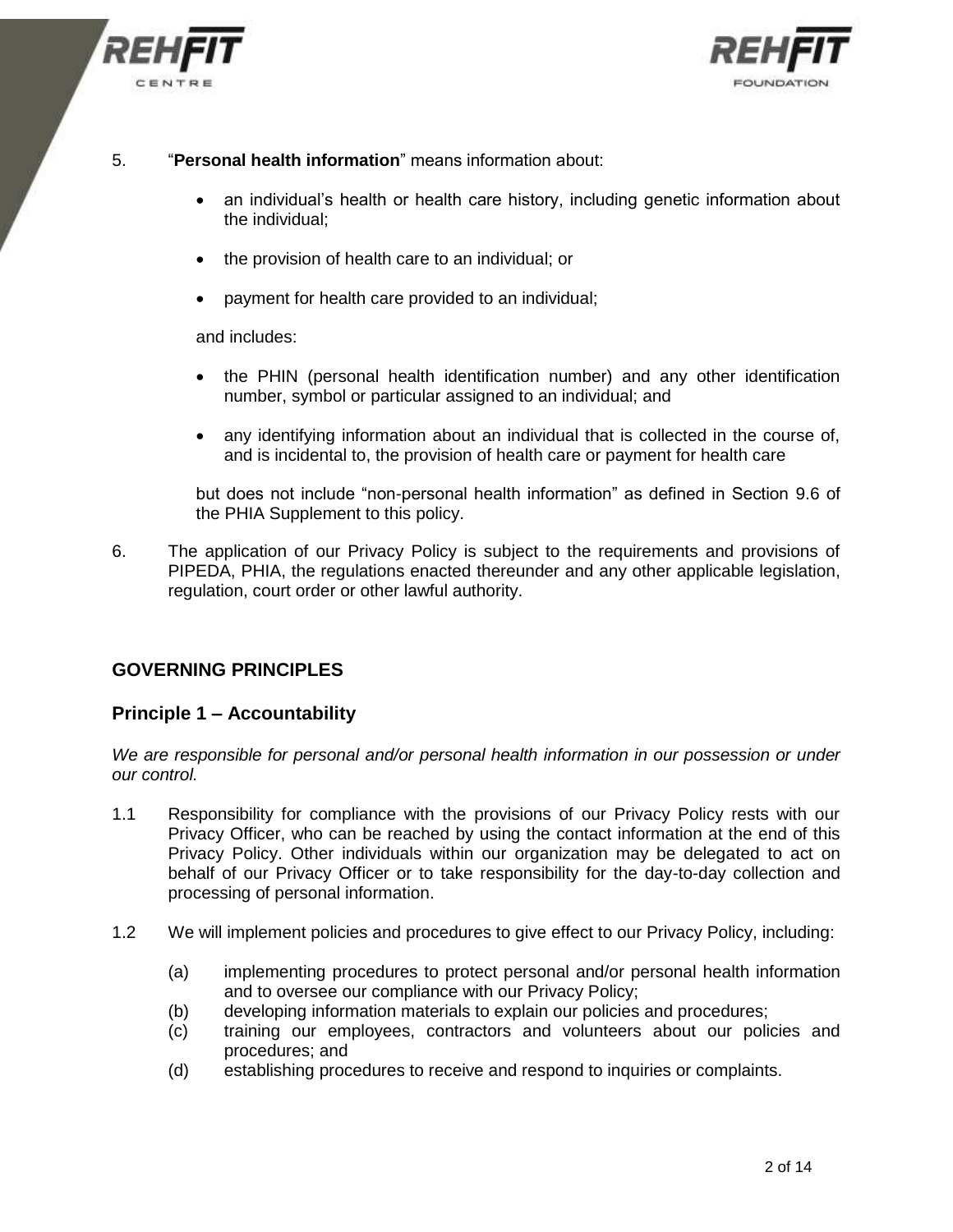5. "**Personal health information**" means information about:

   - an individual's health or health care history, including genetic information about the individual;
   - the provision of health care to an individual; or
   - payment for health care provided to an individual;

   and includes:

   - the PHIN (personal health identification number) and any other identification number, symbol or particular assigned to an individual; and
   - any identifying information about an individual that is collected in the course of, and is incidental to, the provision of health care or payment for health care

   but does not include "non-personal health information" as defined in Section 9.6 of the PHIA Supplement to this policy.

6. The application of our Privacy Policy is subject to the requirements and provisions of PIPEDA, PHIA, the regulations enacted thereunder and any other applicable legislation, regulation, court order or other lawful authority.

## GOVERNING PRINCIPLES

### Principle 1 – Accountability

*We are responsible for personal and/or personal health information in our possession or under our control.*

1.1 Responsibility for compliance with the provisions of our Privacy Policy rests with our Privacy Officer, who can be reached by using the contact information at the end of this Privacy Policy. Other individuals within our organization may be delegated to act on behalf of our Privacy Officer or to take responsibility for the day-to-day collection and processing of personal information.

1.2 We will implement policies and procedures to give effect to our Privacy Policy, including:

   (a) implementing procedures to protect personal and/or personal health information and to oversee our compliance with our Privacy Policy;
   (b) developing information materials to explain our policies and procedures;
   (c) training our employees, contractors and volunteers about our policies and procedures; and
   (d) establishing procedures to receive and respond to inquiries or complaints.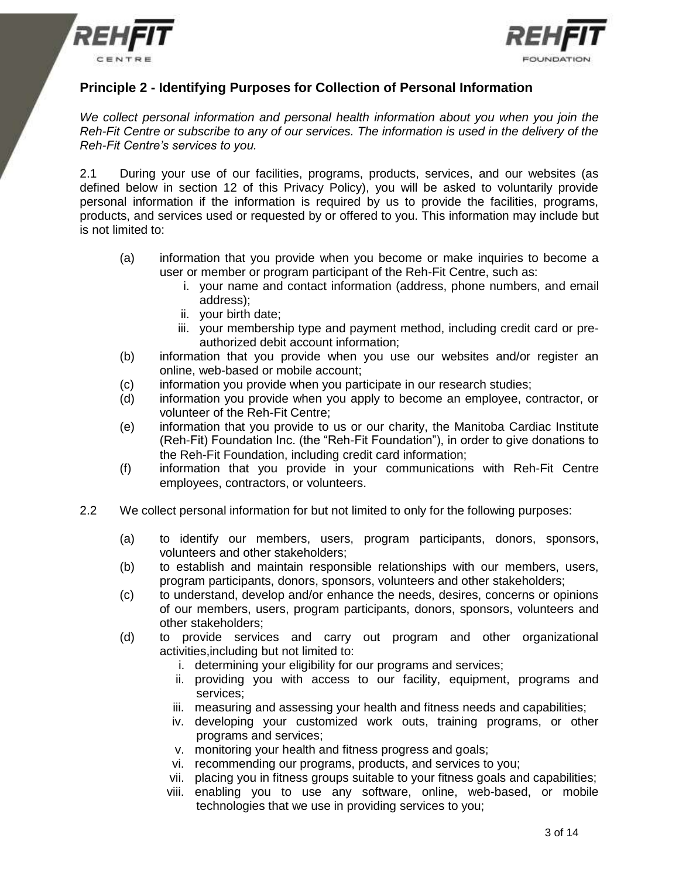## Principle 2 - Identifying Purposes for Collection of Personal Information

*We collect personal information and personal health information about you when you join the Reh-Fit Centre or subscribe to any of our services. The information is used in the delivery of the Reh-Fit Centre's services to you.*

2.1 During your use of our facilities, programs, products, services, and our websites (as defined below in section 12 of this Privacy Policy), you will be asked to voluntarily provide personal information if the information is required by us to provide the facilities, programs, products, and services used or requested by or offered to you. This information may include but is not limited to:

- (a) information that you provide when you become or make inquiries to become a user or member or program participant of the Reh-Fit Centre, such as:
  - i. your name and contact information (address, phone numbers, and email address);
  - ii. your birth date;
  - iii. your membership type and payment method, including credit card or pre-authorized debit account information;
- (b) information that you provide when you use our websites and/or register an online, web-based or mobile account;
- (c) information you provide when you participate in our research studies;
- (d) information you provide when you apply to become an employee, contractor, or volunteer of the Reh-Fit Centre;
- (e) information that you provide to us or our charity, the Manitoba Cardiac Institute (Reh-Fit) Foundation Inc. (the "Reh-Fit Foundation"), in order to give donations to the Reh-Fit Foundation, including credit card information;
- (f) information that you provide in your communications with Reh-Fit Centre employees, contractors, or volunteers.

2.2 We collect personal information for but not limited to only for the following purposes:

- (a) to identify our members, users, program participants, donors, sponsors, volunteers and other stakeholders;
- (b) to establish and maintain responsible relationships with our members, users, program participants, donors, sponsors, volunteers and other stakeholders;
- (c) to understand, develop and/or enhance the needs, desires, concerns or opinions of our members, users, program participants, donors, sponsors, volunteers and other stakeholders;
- (d) to provide services and carry out program and other organizational activities,including but not limited to:
  - i. determining your eligibility for our programs and services;
  - ii. providing you with access to our facility, equipment, programs and services;
  - iii. measuring and assessing your health and fitness needs and capabilities;
  - iv. developing your customized work outs, training programs, or other programs and services;
  - v. monitoring your health and fitness progress and goals;
  - vi. recommending our programs, products, and services to you;
  - vii. placing you in fitness groups suitable to your fitness goals and capabilities;
  - viii. enabling you to use any software, online, web-based, or mobile technologies that we use in providing services to you;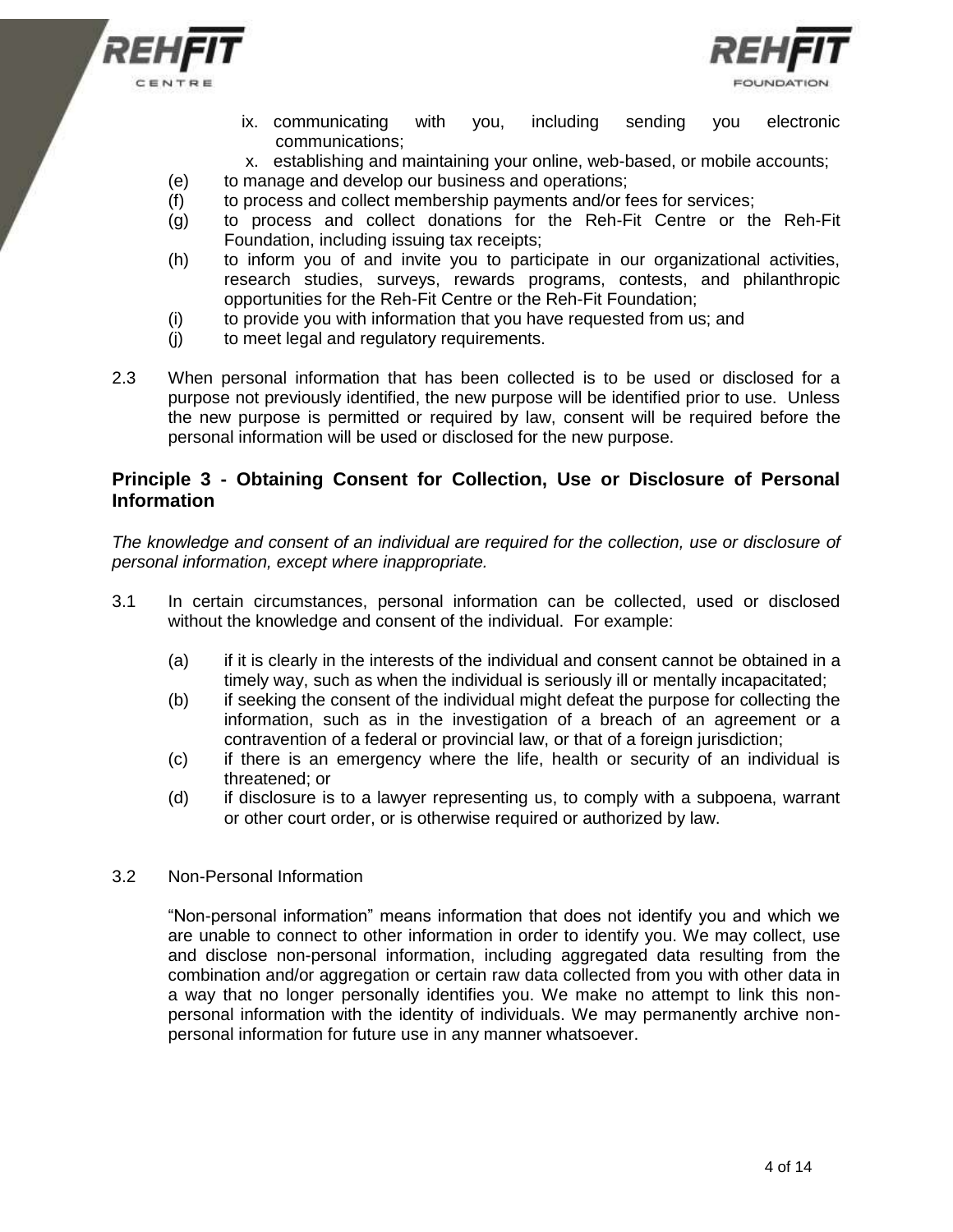ix. communicating with you, including sending you electronic communications;
   x. establishing and maintaining your online, web-based, or mobile accounts;

(e) to manage and develop our business and operations;

(f) to process and collect membership payments and/or fees for services;

(g) to process and collect donations for the Reh-Fit Centre or the Reh-Fit Foundation, including issuing tax receipts;

(h) to inform you of and invite you to participate in our organizational activities, research studies, surveys, rewards programs, contests, and philanthropic opportunities for the Reh-Fit Centre or the Reh-Fit Foundation;

(i) to provide you with information that you have requested from us; and

(j) to meet legal and regulatory requirements.

2.3 When personal information that has been collected is to be used or disclosed for a purpose not previously identified, the new purpose will be identified prior to use. Unless the new purpose is permitted or required by law, consent will be required before the personal information will be used or disclosed for the new purpose.

## Principle 3 - Obtaining Consent for Collection, Use or Disclosure of Personal Information

*The knowledge and consent of an individual are required for the collection, use or disclosure of personal information, except where inappropriate.*

3.1 In certain circumstances, personal information can be collected, used or disclosed without the knowledge and consent of the individual. For example:

(a) if it is clearly in the interests of the individual and consent cannot be obtained in a timely way, such as when the individual is seriously ill or mentally incapacitated;

(b) if seeking the consent of the individual might defeat the purpose for collecting the information, such as in the investigation of a breach of an agreement or a contravention of a federal or provincial law, or that of a foreign jurisdiction;

(c) if there is an emergency where the life, health or security of an individual is threatened; or

(d) if disclosure is to a lawyer representing us, to comply with a subpoena, warrant or other court order, or is otherwise required or authorized by law.

3.2 Non-Personal Information

"Non-personal information" means information that does not identify you and which we are unable to connect to other information in order to identify you. We may collect, use and disclose non-personal information, including aggregated data resulting from the combination and/or aggregation or certain raw data collected from you with other data in a way that no longer personally identifies you. We make no attempt to link this non-personal information with the identity of individuals. We may permanently archive non-personal information for future use in any manner whatsoever.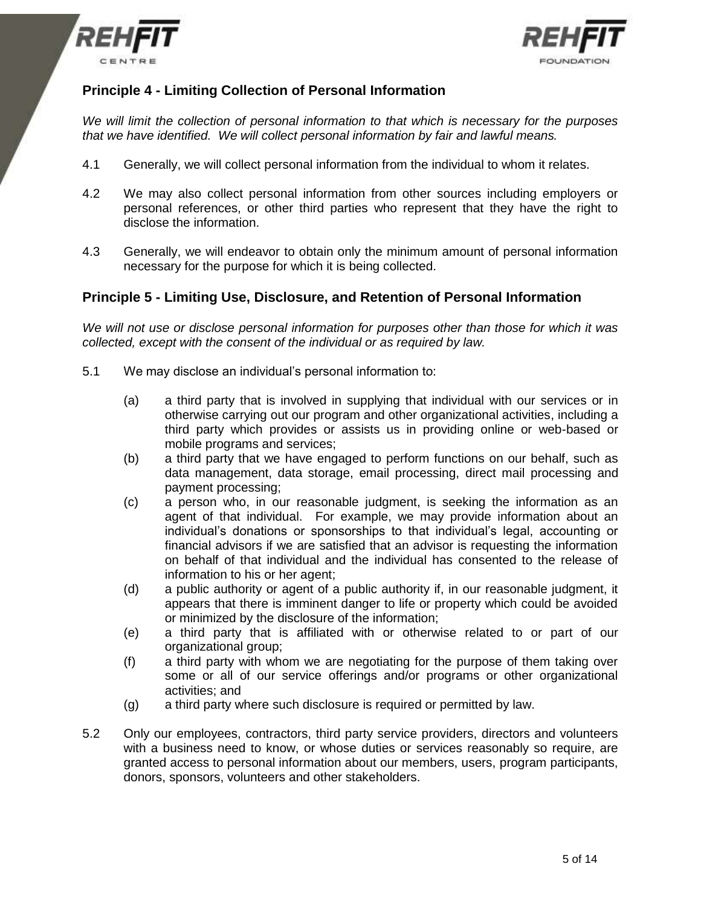## Principle 4 - Limiting Collection of Personal Information

*We will limit the collection of personal information to that which is necessary for the purposes that we have identified. We will collect personal information by fair and lawful means.*

4.1 Generally, we will collect personal information from the individual to whom it relates.

4.2 We may also collect personal information from other sources including employers or personal references, or other third parties who represent that they have the right to disclose the information.

4.3 Generally, we will endeavor to obtain only the minimum amount of personal information necessary for the purpose for which it is being collected.

## Principle 5 - Limiting Use, Disclosure, and Retention of Personal Information

*We will not use or disclose personal information for purposes other than those for which it was collected, except with the consent of the individual or as required by law.*

5.1 We may disclose an individual's personal information to:

- (a) a third party that is involved in supplying that individual with our services or in otherwise carrying out our program and other organizational activities, including a third party which provides or assists us in providing online or web-based or mobile programs and services;
- (b) a third party that we have engaged to perform functions on our behalf, such as data management, data storage, email processing, direct mail processing and payment processing;
- (c) a person who, in our reasonable judgment, is seeking the information as an agent of that individual. For example, we may provide information about an individual's donations or sponsorships to that individual's legal, accounting or financial advisors if we are satisfied that an advisor is requesting the information on behalf of that individual and the individual has consented to the release of information to his or her agent;
- (d) a public authority or agent of a public authority if, in our reasonable judgment, it appears that there is imminent danger to life or property which could be avoided or minimized by the disclosure of the information;
- (e) a third party that is affiliated with or otherwise related to or part of our organizational group;
- (f) a third party with whom we are negotiating for the purpose of them taking over some or all of our service offerings and/or programs or other organizational activities; and
- (g) a third party where such disclosure is required or permitted by law.

5.2 Only our employees, contractors, third party service providers, directors and volunteers with a business need to know, or whose duties or services reasonably so require, are granted access to personal information about our members, users, program participants, donors, sponsors, volunteers and other stakeholders.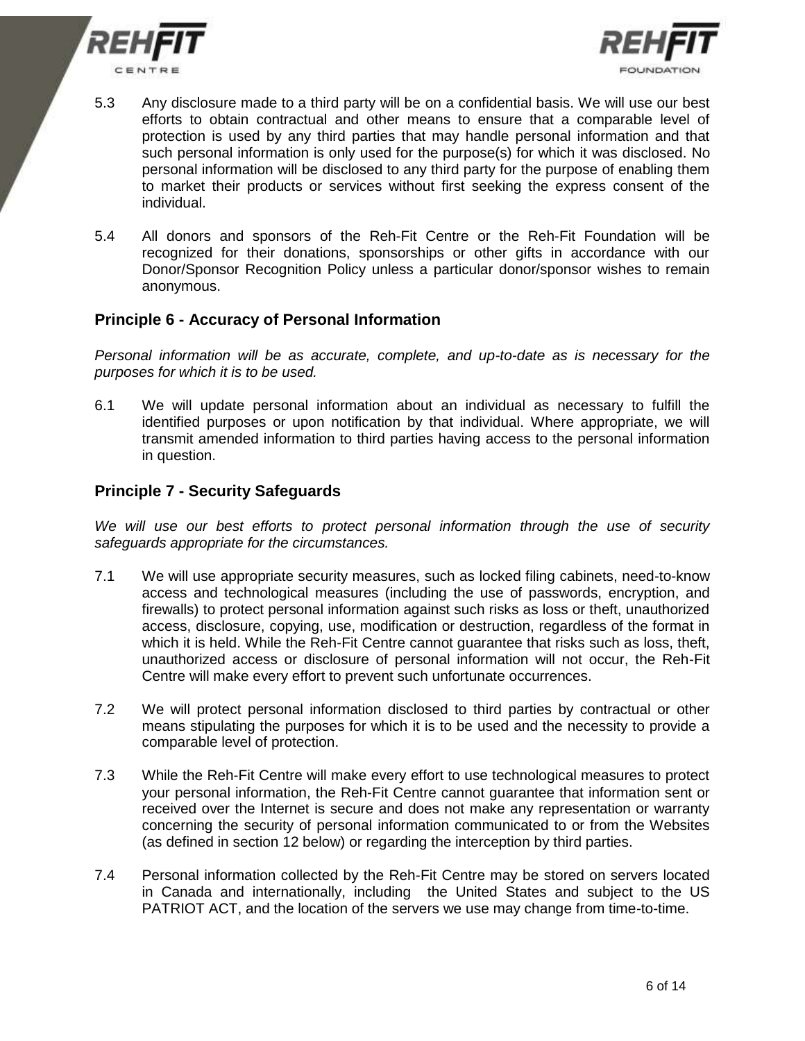5.3 Any disclosure made to a third party will be on a confidential basis. We will use our best efforts to obtain contractual and other means to ensure that a comparable level of protection is used by any third parties that may handle personal information and that such personal information is only used for the purpose(s) for which it was disclosed. No personal information will be disclosed to any third party for the purpose of enabling them to market their products or services without first seeking the express consent of the individual.

5.4 All donors and sponsors of the Reh-Fit Centre or the Reh-Fit Foundation will be recognized for their donations, sponsorships or other gifts in accordance with our Donor/Sponsor Recognition Policy unless a particular donor/sponsor wishes to remain anonymous.

## Principle 6 - Accuracy of Personal Information

*Personal information will be as accurate, complete, and up-to-date as is necessary for the purposes for which it is to be used.*

6.1 We will update personal information about an individual as necessary to fulfill the identified purposes or upon notification by that individual. Where appropriate, we will transmit amended information to third parties having access to the personal information in question.

## Principle 7 - Security Safeguards

*We will use our best efforts to protect personal information through the use of security safeguards appropriate for the circumstances.*

7.1 We will use appropriate security measures, such as locked filing cabinets, need-to-know access and technological measures (including the use of passwords, encryption, and firewalls) to protect personal information against such risks as loss or theft, unauthorized access, disclosure, copying, use, modification or destruction, regardless of the format in which it is held. While the Reh-Fit Centre cannot guarantee that risks such as loss, theft, unauthorized access or disclosure of personal information will not occur, the Reh-Fit Centre will make every effort to prevent such unfortunate occurrences.

7.2 We will protect personal information disclosed to third parties by contractual or other means stipulating the purposes for which it is to be used and the necessity to provide a comparable level of protection.

7.3 While the Reh-Fit Centre will make every effort to use technological measures to protect your personal information, the Reh-Fit Centre cannot guarantee that information sent or received over the Internet is secure and does not make any representation or warranty concerning the security of personal information communicated to or from the Websites (as defined in section 12 below) or regarding the interception by third parties.

7.4 Personal information collected by the Reh-Fit Centre may be stored on servers located in Canada and internationally, including the United States and subject to the US PATRIOT ACT, and the location of the servers we use may change from time-to-time.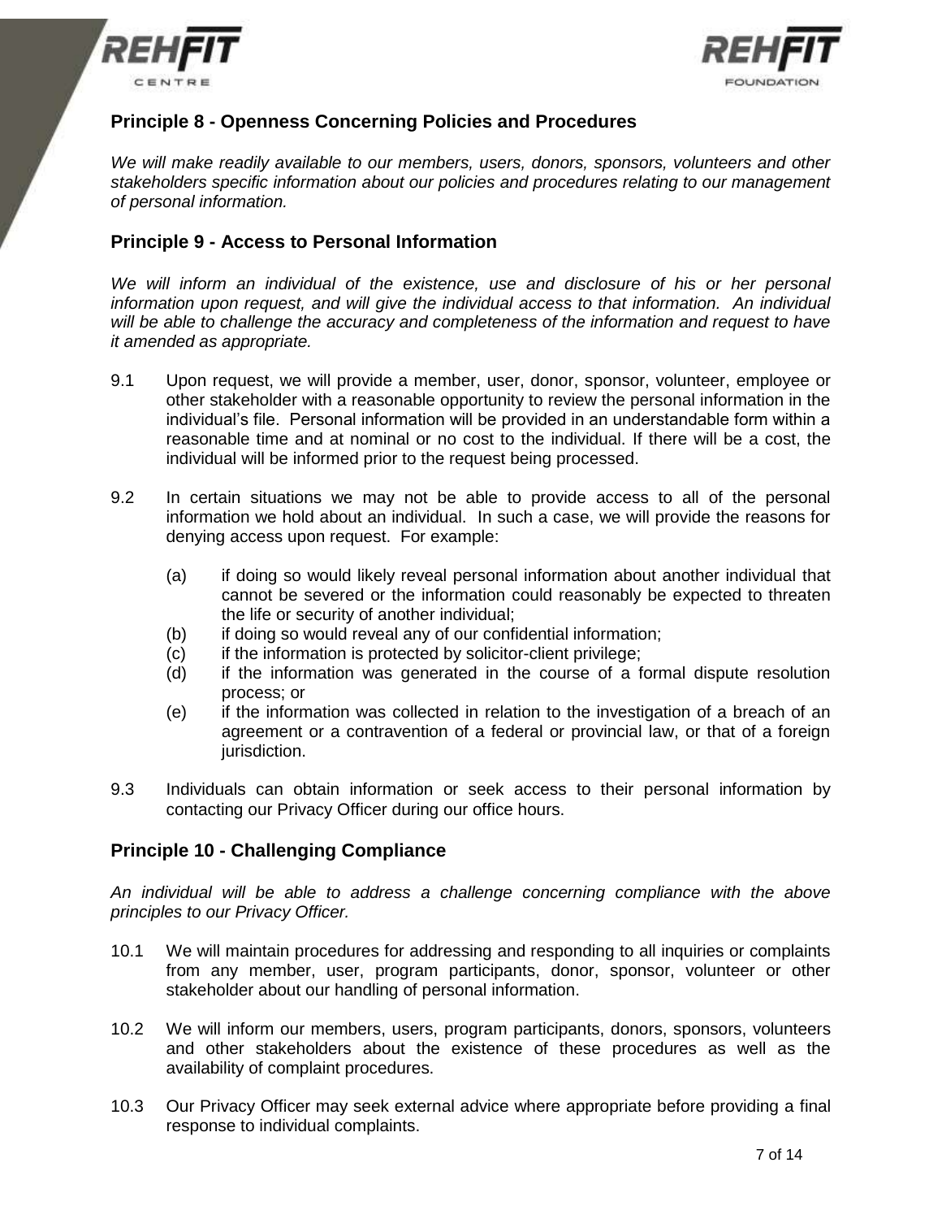## Principle 8 - Openness Concerning Policies and Procedures

*We will make readily available to our members, users, donors, sponsors, volunteers and other stakeholders specific information about our policies and procedures relating to our management of personal information.*

## Principle 9 - Access to Personal Information

*We will inform an individual of the existence, use and disclosure of his or her personal information upon request, and will give the individual access to that information. An individual will be able to challenge the accuracy and completeness of the information and request to have it amended as appropriate.*

9.1 Upon request, we will provide a member, user, donor, sponsor, volunteer, employee or other stakeholder with a reasonable opportunity to review the personal information in the individual's file. Personal information will be provided in an understandable form within a reasonable time and at nominal or no cost to the individual. If there will be a cost, the individual will be informed prior to the request being processed.

9.2 In certain situations we may not be able to provide access to all of the personal information we hold about an individual. In such a case, we will provide the reasons for denying access upon request. For example:

- (a) if doing so would likely reveal personal information about another individual that cannot be severed or the information could reasonably be expected to threaten the life or security of another individual;
- (b) if doing so would reveal any of our confidential information;
- (c) if the information is protected by solicitor-client privilege;
- (d) if the information was generated in the course of a formal dispute resolution process; or
- (e) if the information was collected in relation to the investigation of a breach of an agreement or a contravention of a federal or provincial law, or that of a foreign jurisdiction.

9.3 Individuals can obtain information or seek access to their personal information by contacting our Privacy Officer during our office hours.

## Principle 10 - Challenging Compliance

*An individual will be able to address a challenge concerning compliance with the above principles to our Privacy Officer.*

10.1 We will maintain procedures for addressing and responding to all inquiries or complaints from any member, user, program participants, donor, sponsor, volunteer or other stakeholder about our handling of personal information.

10.2 We will inform our members, users, program participants, donors, sponsors, volunteers and other stakeholders about the existence of these procedures as well as the availability of complaint procedures.

10.3 Our Privacy Officer may seek external advice where appropriate before providing a final response to individual complaints.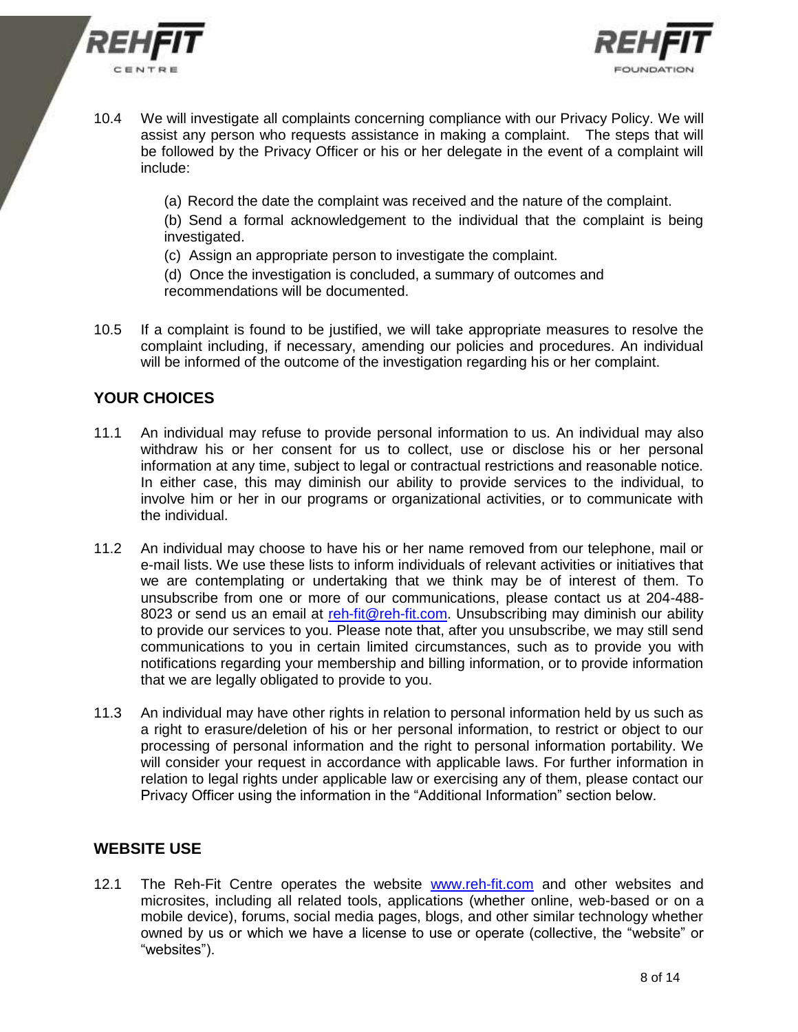10.4 We will investigate all complaints concerning compliance with our Privacy Policy. We will assist any person who requests assistance in making a complaint. The steps that will be followed by the Privacy Officer or his or her delegate in the event of a complaint will include:

(a) Record the date the complaint was received and the nature of the complaint.

(b) Send a formal acknowledgement to the individual that the complaint is being investigated.

(c) Assign an appropriate person to investigate the complaint.

(d) Once the investigation is concluded, a summary of outcomes and recommendations will be documented.

10.5 If a complaint is found to be justified, we will take appropriate measures to resolve the complaint including, if necessary, amending our policies and procedures. An individual will be informed of the outcome of the investigation regarding his or her complaint.

## YOUR CHOICES

11.1 An individual may refuse to provide personal information to us. An individual may also withdraw his or her consent for us to collect, use or disclose his or her personal information at any time, subject to legal or contractual restrictions and reasonable notice. In either case, this may diminish our ability to provide services to the individual, to involve him or her in our programs or organizational activities, or to communicate with the individual.

11.2 An individual may choose to have his or her name removed from our telephone, mail or e-mail lists. We use these lists to inform individuals of relevant activities or initiatives that we are contemplating or undertaking that we think may be of interest of them. To unsubscribe from one or more of our communications, please contact us at 204-488-8023 or send us an email at [reh-fit@reh-fit.com](mailto:reh-fit@reh-fit.com). Unsubscribing may diminish our ability to provide our services to you. Please note that, after you unsubscribe, we may still send communications to you in certain limited circumstances, such as to provide you with notifications regarding your membership and billing information, or to provide information that we are legally obligated to provide to you.

11.3 An individual may have other rights in relation to personal information held by us such as a right to erasure/deletion of his or her personal information, to restrict or object to our processing of personal information and the right to personal information portability. We will consider your request in accordance with applicable laws. For further information in relation to legal rights under applicable law or exercising any of them, please contact our Privacy Officer using the information in the "Additional Information" section below.

## WEBSITE USE

12.1 The Reh-Fit Centre operates the website [www.reh-fit.com](http://www.reh-fit.com) and other websites and microsites, including all related tools, applications (whether online, web-based or on a mobile device), forums, social media pages, blogs, and other similar technology whether owned by us or which we have a license to use or operate (collective, the "website" or "websites").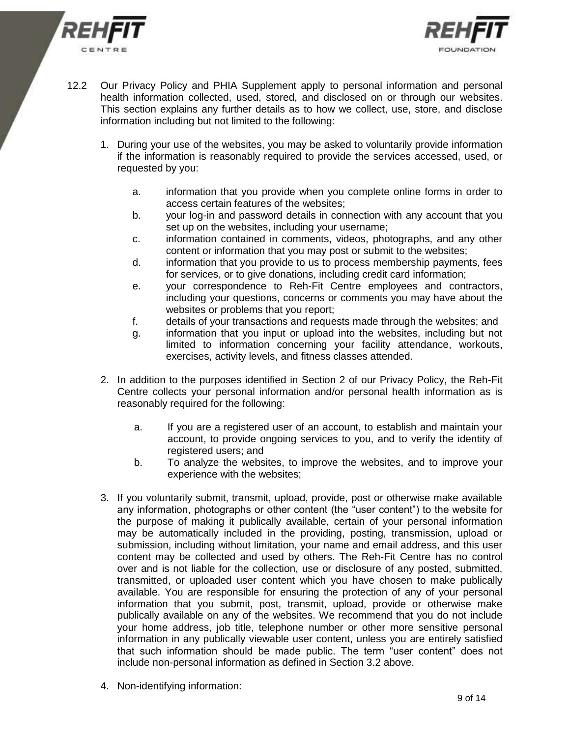12.2 Our Privacy Policy and PHIA Supplement apply to personal information and personal health information collected, used, stored, and disclosed on or through our websites. This section explains any further details as to how we collect, use, store, and disclose information including but not limited to the following:

1. During your use of the websites, you may be asked to voluntarily provide information if the information is reasonably required to provide the services accessed, used, or requested by you:

   a. information that you provide when you complete online forms in order to access certain features of the websites;
   b. your log-in and password details in connection with any account that you set up on the websites, including your username;
   c. information contained in comments, videos, photographs, and any other content or information that you may post or submit to the websites;
   d. information that you provide to us to process membership payments, fees for services, or to give donations, including credit card information;
   e. your correspondence to Reh-Fit Centre employees and contractors, including your questions, concerns or comments you may have about the websites or problems that you report;
   f. details of your transactions and requests made through the websites; and
   g. information that you input or upload into the websites, including but not limited to information concerning your facility attendance, workouts, exercises, activity levels, and fitness classes attended.

2. In addition to the purposes identified in Section 2 of our Privacy Policy, the Reh-Fit Centre collects your personal information and/or personal health information as is reasonably required for the following:

   a. If you are a registered user of an account, to establish and maintain your account, to provide ongoing services to you, and to verify the identity of registered users; and
   b. To analyze the websites, to improve the websites, and to improve your experience with the websites;

3. If you voluntarily submit, transmit, upload, provide, post or otherwise make available any information, photographs or other content (the "user content") to the website for the purpose of making it publically available, certain of your personal information may be automatically included in the providing, posting, transmission, upload or submission, including without limitation, your name and email address, and this user content may be collected and used by others. The Reh-Fit Centre has no control over and is not liable for the collection, use or disclosure of any posted, submitted, transmitted, or uploaded user content which you have chosen to make publically available. You are responsible for ensuring the protection of any of your personal information that you submit, post, transmit, upload, provide or otherwise make publically available on any of the websites. We recommend that you do not include your home address, job title, telephone number or other more sensitive personal information in any publically viewable user content, unless you are entirely satisfied that such information should be made public. The term "user content" does not include non-personal information as defined in Section 3.2 above.

4. Non-identifying information: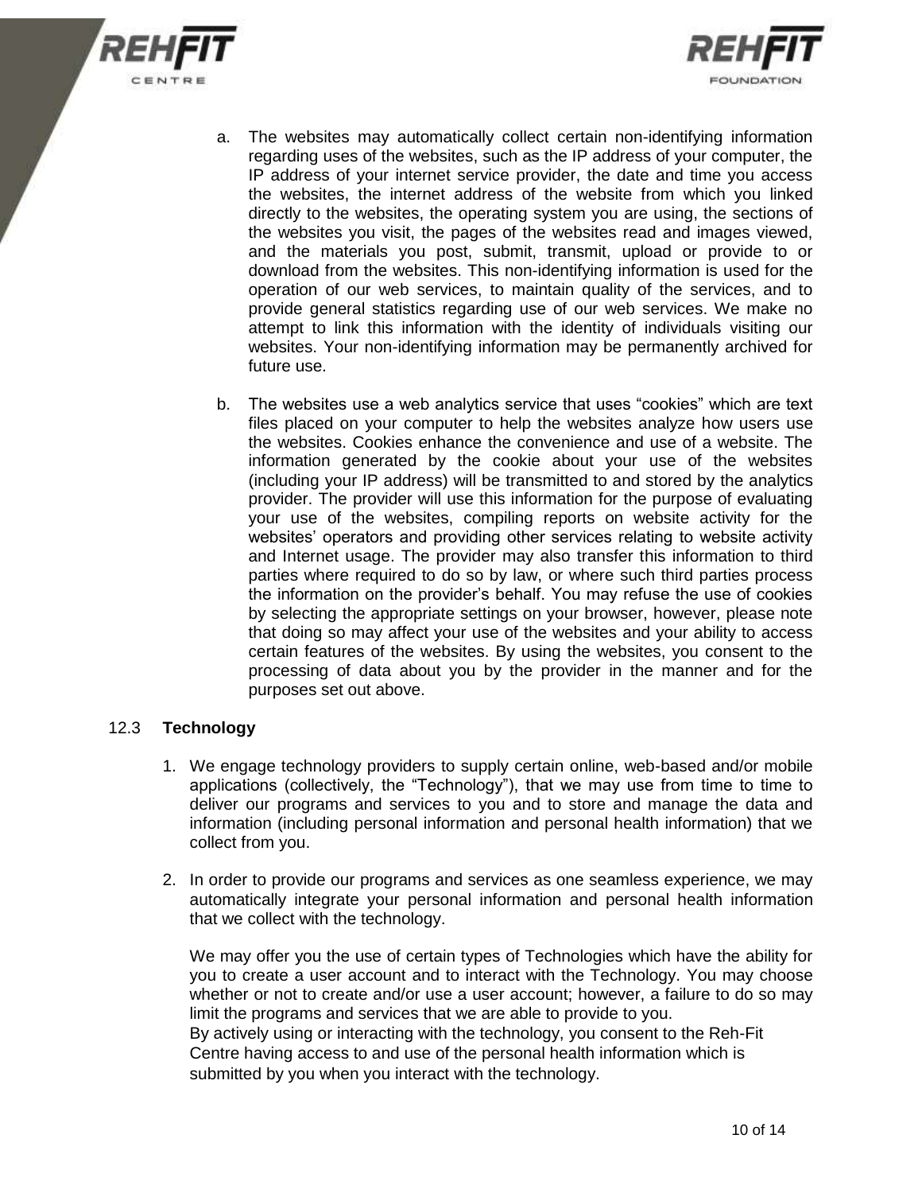a. The websites may automatically collect certain non-identifying information regarding uses of the websites, such as the IP address of your computer, the IP address of your internet service provider, the date and time you access the websites, the internet address of the website from which you linked directly to the websites, the operating system you are using, the sections of the websites you visit, the pages of the websites read and images viewed, and the materials you post, submit, transmit, upload or provide to or download from the websites. This non-identifying information is used for the operation of our web services, to maintain quality of the services, and to provide general statistics regarding use of our web services. We make no attempt to link this information with the identity of individuals visiting our websites. Your non-identifying information may be permanently archived for future use.

b. The websites use a web analytics service that uses "cookies" which are text files placed on your computer to help the websites analyze how users use the websites. Cookies enhance the convenience and use of a website. The information generated by the cookie about your use of the websites (including your IP address) will be transmitted to and stored by the analytics provider. The provider will use this information for the purpose of evaluating your use of the websites, compiling reports on website activity for the websites' operators and providing other services relating to website activity and Internet usage. The provider may also transfer this information to third parties where required to do so by law, or where such third parties process the information on the provider's behalf. You may refuse the use of cookies by selecting the appropriate settings on your browser, however, please note that doing so may affect your use of the websites and your ability to access certain features of the websites. By using the websites, you consent to the processing of data about you by the provider in the manner and for the purposes set out above.

### 12.3 **Technology**

1. We engage technology providers to supply certain online, web-based and/or mobile applications (collectively, the "Technology"), that we may use from time to time to deliver our programs and services to you and to store and manage the data and information (including personal information and personal health information) that we collect from you.

2. In order to provide our programs and services as one seamless experience, we may automatically integrate your personal information and personal health information that we collect with the technology.

   We may offer you the use of certain types of Technologies which have the ability for you to create a user account and to interact with the Technology. You may choose whether or not to create and/or use a user account; however, a failure to do so may limit the programs and services that we are able to provide to you.
   By actively using or interacting with the technology, you consent to the Reh-Fit Centre having access to and use of the personal health information which is submitted by you when you interact with the technology.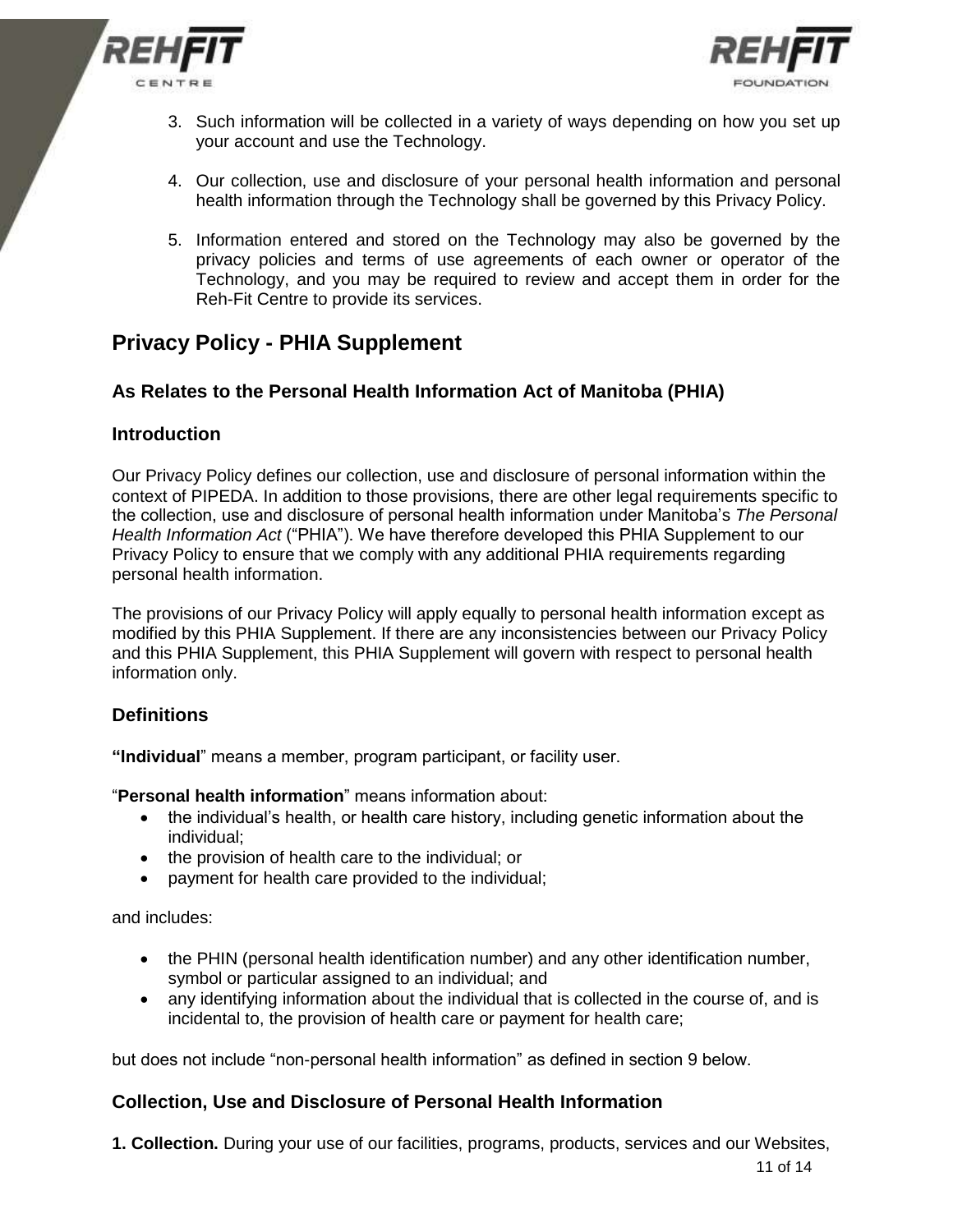3. Such information will be collected in a variety of ways depending on how you set up your account and use the Technology.

4. Our collection, use and disclosure of your personal health information and personal health information through the Technology shall be governed by this Privacy Policy.

5. Information entered and stored on the Technology may also be governed by the privacy policies and terms of use agreements of each owner or operator of the Technology, and you may be required to review and accept them in order for the Reh-Fit Centre to provide its services.

## Privacy Policy - PHIA Supplement

### As Relates to the Personal Health Information Act of Manitoba (PHIA)

### Introduction

Our Privacy Policy defines our collection, use and disclosure of personal information within the context of PIPEDA. In addition to those provisions, there are other legal requirements specific to the collection, use and disclosure of personal health information under Manitoba's *The Personal Health Information Act* ("PHIA"). We have therefore developed this PHIA Supplement to our Privacy Policy to ensure that we comply with any additional PHIA requirements regarding personal health information.

The provisions of our Privacy Policy will apply equally to personal health information except as modified by this PHIA Supplement. If there are any inconsistencies between our Privacy Policy and this PHIA Supplement, this PHIA Supplement will govern with respect to personal health information only.

### Definitions

**"Individual"** means a member, program participant, or facility user.

"**Personal health information**" means information about:

- the individual's health, or health care history, including genetic information about the individual;
- the provision of health care to the individual; or
- payment for health care provided to the individual;

and includes:

- the PHIN (personal health identification number) and any other identification number, symbol or particular assigned to an individual; and
- any identifying information about the individual that is collected in the course of, and is incidental to, the provision of health care or payment for health care;

but does not include "non-personal health information" as defined in section 9 below.

### Collection, Use and Disclosure of Personal Health Information

**1. Collection.** During your use of our facilities, programs, products, services and our Websites,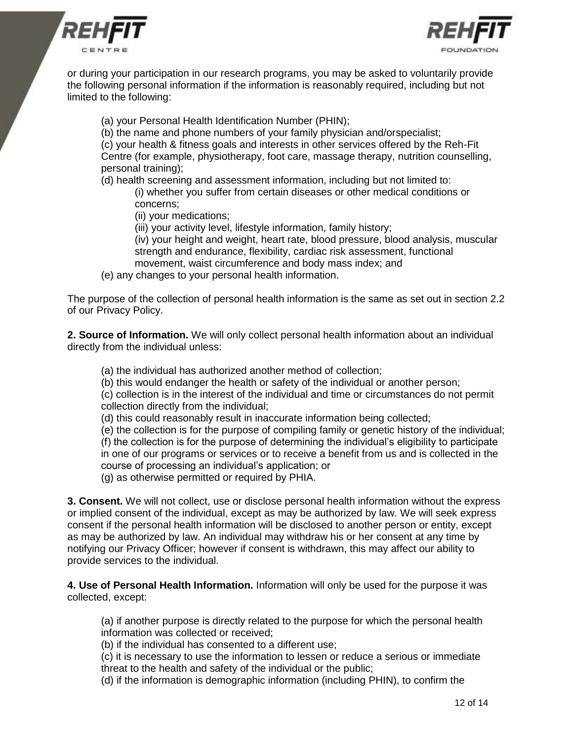or during your participation in our research programs, you may be asked to voluntarily provide the following personal information if the information is reasonably required, including but not limited to the following:

(a) your Personal Health Identification Number (PHIN);
(b) the name and phone numbers of your family physician and/orspecialist;
(c) your health & fitness goals and interests in other services offered by the Reh-Fit Centre (for example, physiotherapy, foot care, massage therapy, nutrition counselling, personal training);
(d) health screening and assessment information, including but not limited to:
    (i) whether you suffer from certain diseases or other medical conditions or concerns;
    (ii) your medications;
    (iii) your activity level, lifestyle information, family history;
    (iv) your height and weight, heart rate, blood pressure, blood analysis, muscular strength and endurance, flexibility, cardiac risk assessment, functional movement, waist circumference and body mass index; and
(e) any changes to your personal health information.

The purpose of the collection of personal health information is the same as set out in section 2.2 of our Privacy Policy.

**2. Source of Information.** We will only collect personal health information about an individual directly from the individual unless:

(a) the individual has authorized another method of collection;
(b) this would endanger the health or safety of the individual or another person;
(c) collection is in the interest of the individual and time or circumstances do not permit collection directly from the individual;
(d) this could reasonably result in inaccurate information being collected;
(e) the collection is for the purpose of compiling family or genetic history of the individual;
(f) the collection is for the purpose of determining the individual's eligibility to participate in one of our programs or services or to receive a benefit from us and is collected in the course of processing an individual's application; or
(g) as otherwise permitted or required by PHIA.

**3. Consent.** We will not collect, use or disclose personal health information without the express or implied consent of the individual, except as may be authorized by law. We will seek express consent if the personal health information will be disclosed to another person or entity, except as may be authorized by law. An individual may withdraw his or her consent at any time by notifying our Privacy Officer; however if consent is withdrawn, this may affect our ability to provide services to the individual.

**4. Use of Personal Health Information.** Information will only be used for the purpose it was collected, except:

(a) if another purpose is directly related to the purpose for which the personal health information was collected or received;
(b) if the individual has consented to a different use;
(c) it is necessary to use the information to lessen or reduce a serious or immediate threat to the health and safety of the individual or the public;
(d) if the information is demographic information (including PHIN), to confirm the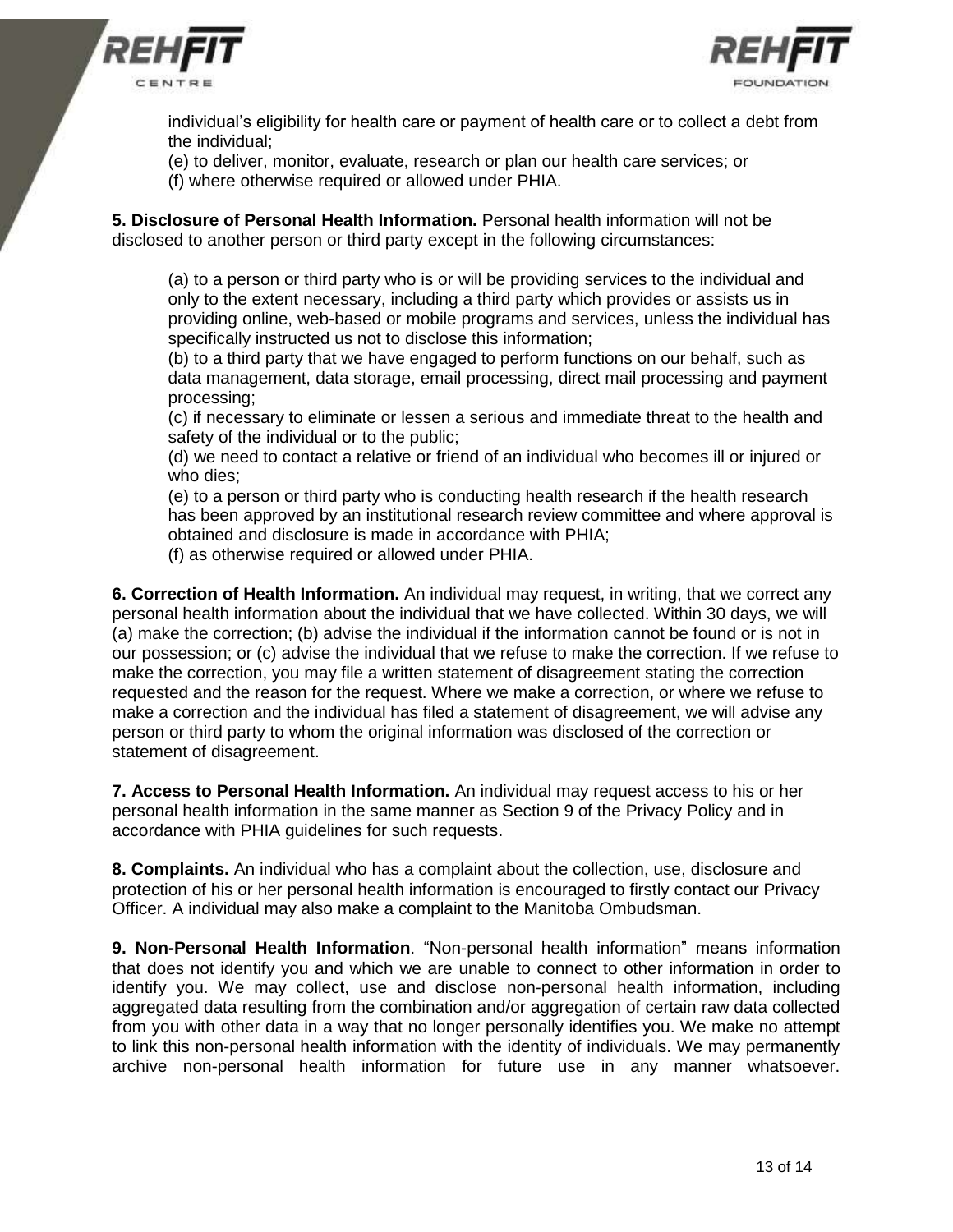individual's eligibility for health care or payment of health care or to collect a debt from the individual;
(e) to deliver, monitor, evaluate, research or plan our health care services; or
(f) where otherwise required or allowed under PHIA.

**5. Disclosure of Personal Health Information.** Personal health information will not be disclosed to another person or third party except in the following circumstances:

(a) to a person or third party who is or will be providing services to the individual and only to the extent necessary, including a third party which provides or assists us in providing online, web-based or mobile programs and services, unless the individual has specifically instructed us not to disclose this information;
(b) to a third party that we have engaged to perform functions on our behalf, such as data management, data storage, email processing, direct mail processing and payment processing;
(c) if necessary to eliminate or lessen a serious and immediate threat to the health and safety of the individual or to the public;
(d) we need to contact a relative or friend of an individual who becomes ill or injured or who dies;
(e) to a person or third party who is conducting health research if the health research has been approved by an institutional research review committee and where approval is obtained and disclosure is made in accordance with PHIA;
(f) as otherwise required or allowed under PHIA.

**6. Correction of Health Information.** An individual may request, in writing, that we correct any personal health information about the individual that we have collected. Within 30 days, we will (a) make the correction; (b) advise the individual if the information cannot be found or is not in our possession; or (c) advise the individual that we refuse to make the correction. If we refuse to make the correction, you may file a written statement of disagreement stating the correction requested and the reason for the request. Where we make a correction, or where we refuse to make a correction and the individual has filed a statement of disagreement, we will advise any person or third party to whom the original information was disclosed of the correction or statement of disagreement.

**7. Access to Personal Health Information.** An individual may request access to his or her personal health information in the same manner as Section 9 of the Privacy Policy and in accordance with PHIA guidelines for such requests.

**8. Complaints.** An individual who has a complaint about the collection, use, disclosure and protection of his or her personal health information is encouraged to firstly contact our Privacy Officer. A individual may also make a complaint to the Manitoba Ombudsman.

**9. Non-Personal Health Information**. "Non-personal health information" means information that does not identify you and which we are unable to connect to other information in order to identify you. We may collect, use and disclose non-personal health information, including aggregated data resulting from the combination and/or aggregation of certain raw data collected from you with other data in a way that no longer personally identifies you. We make no attempt to link this non-personal health information with the identity of individuals. We may permanently archive non-personal health information for future use in any manner whatsoever.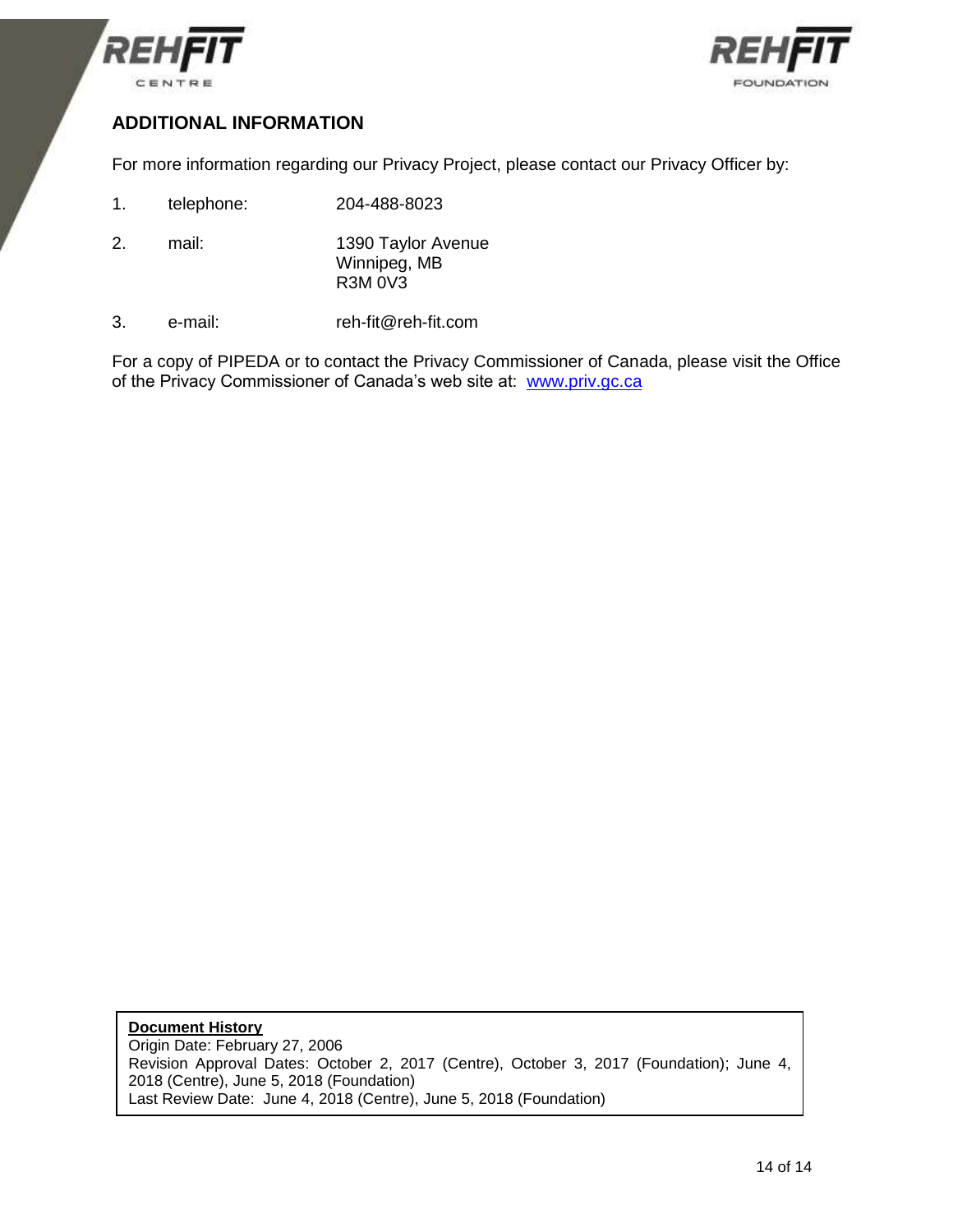## ADDITIONAL INFORMATION

For more information regarding our Privacy Project, please contact our Privacy Officer by:

1. telephone: 204-488-8023
2. mail: 1390 Taylor Avenue
   Winnipeg, MB
   R3M 0V3
3. e-mail: reh-fit@reh-fit.com

For a copy of PIPEDA or to contact the Privacy Commissioner of Canada, please visit the Office of the Privacy Commissioner of Canada's web site at: [www.priv.gc.ca](http://www.priv.gc.ca)

**Document History**
Origin Date: February 27, 2006
Revision Approval Dates: October 2, 2017 (Centre), October 3, 2017 (Foundation); June 4, 2018 (Centre), June 5, 2018 (Foundation)
Last Review Date: June 4, 2018 (Centre), June 5, 2018 (Foundation)